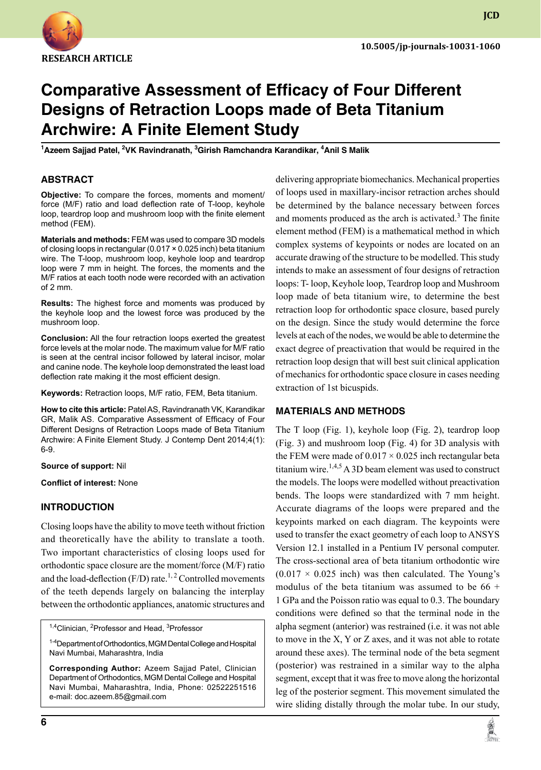RESEARCH ARTICLE

10.5005/jp-journals-10031-1060

# Comparative Assessment of Efficacy of Four Different Designs of Retraction Loops made of Beta Titanium Archwire: A Finite Element Study

[1]Azeem Sajjad Patel, [2]VK Ravindranath, [3]Girish Ramchandra Karandikar, [4]Anil S Malik

## ABSTRACT

**Objective:** To compare the forces, moments and moment/force (M/F) ratio and load deflection rate of T-loop, keyhole loop, teardrop loop and mushroom loop with the finite element method (FEM).

**Materials and methods:** FEM was used to compare 3D models of closing loops in rectangular (0.017 × 0.025 inch) beta titanium wire. The T-loop, mushroom loop, keyhole loop and teardrop loop were 7 mm in height. The forces, the moments and the M/F ratios at each tooth node were recorded with an activation of 2 mm.

**Results:** The highest force and moments was produced by the keyhole loop and the lowest force was produced by the mushroom loop.

**Conclusion:** All the four retraction loops exerted the greatest force levels at the molar node. The maximum value for M/F ratio is seen at the central incisor followed by lateral incisor, molar and canine node. The keyhole loop demonstrated the least load deflection rate making it the most efficient design.

**Keywords:** Retraction loops, M/F ratio, FEM, Beta titanium.

**How to cite this article:** Patel AS, Ravindranath VK, Karandikar GR, Malik AS. Comparative Assessment of Efficacy of Four Different Designs of Retraction Loops made of Beta Titanium Archwire: A Finite Element Study. J Contemp Dent 2014;4(1):6-9.

**Source of support:** Nil

**Conflict of interest:** None

## INTRODUCTION

Closing loops have the ability to move teeth without friction and theoretically have the ability to translate a tooth. Two important characteristics of closing loops used for orthodontic space closure are the moment/force (M/F) ratio and the load-deflection (F/D) rate.[1,2] Controlled movements of the teeth depends largely on balancing the interplay between the orthodontic appliances, anatomic structures and delivering appropriate biomechanics. Mechanical properties of loops used in maxillary-incisor retraction arches should be determined by the balance necessary between forces and moments produced as the arch is activated.[3] The finite element method (FEM) is a mathematical method in which complex systems of keypoints or nodes are located on an accurate drawing of the structure to be modelled. This study intends to make an assessment of four designs of retraction loops: T- loop, Keyhole loop, Teardrop loop and Mushroom loop made of beta titanium wire, to determine the best retraction loop for orthodontic space closure, based purely on the design. Since the study would determine the force levels at each of the nodes, we would be able to determine the exact degree of preactivation that would be required in the retraction loop design that will best suit clinical application of mechanics for orthodontic space closure in cases needing extraction of 1st bicuspids.

[1,4]Clinician, [2]Professor and Head, [3]Professor

[1-4]Department of Orthodontics, MGM Dental College and Hospital Navi Mumbai, Maharashtra, India

**Corresponding Author:** Azeem Sajjad Patel, Clinician Department of Orthodontics, MGM Dental College and Hospital Navi Mumbai, Maharashtra, India, Phone: 02522251516 e-mail: doc.azeem.85@gmail.com

## MATERIALS AND METHODS

The T loop (Fig. 1), keyhole loop (Fig. 2), teardrop loop (Fig. 3) and mushroom loop (Fig. 4) for 3D analysis with the FEM were made of 0.017 × 0.025 inch rectangular beta titanium wire.[1,4,5] A 3D beam element was used to construct the models. The loops were modelled without preactivation bends. The loops were standardized with 7 mm height. Accurate diagrams of the loops were prepared and the keypoints marked on each diagram. The keypoints were used to transfer the exact geometry of each loop to ANSYS Version 12.1 installed in a Pentium IV personal computer. The cross-sectional area of beta titanium orthodontic wire (0.017 × 0.025 inch) was then calculated. The Young's modulus of the beta titanium was assumed to be 66 + 1 GPa and the Poisson ratio was equal to 0.3. The boundary conditions were defined so that the terminal node in the alpha segment (anterior) was restrained (i.e. it was not able to move in the X, Y or Z axes, and it was not able to rotate around these axes). The terminal node of the beta segment (posterior) was restrained in a similar way to the alpha segment, except that it was free to move along the horizontal leg of the posterior segment. This movement simulated the wire sliding distally through the molar tube. In our study,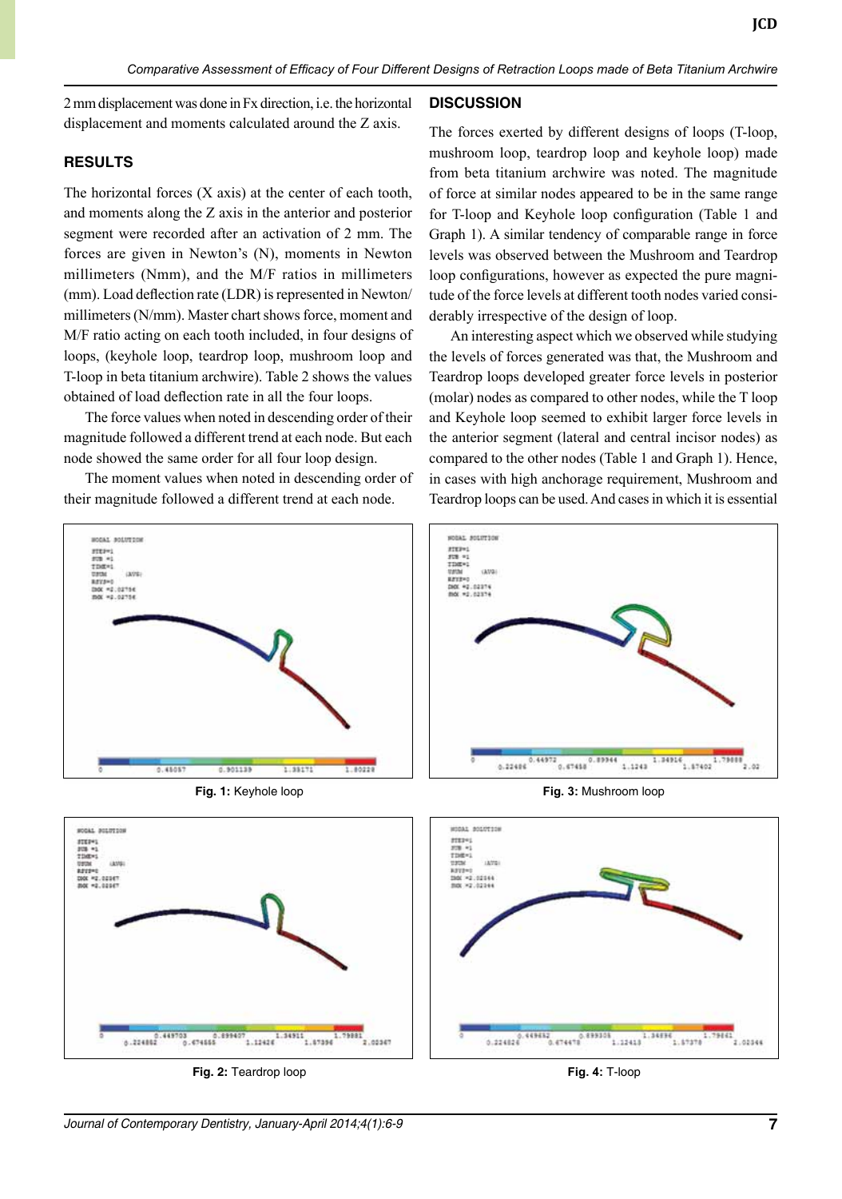2 mm displacement was done in Fx direction, i.e. the horizontal displacement and moments calculated around the Z axis.

## RESULTS

The horizontal forces (X axis) at the center of each tooth, and moments along the Z axis in the anterior and posterior segment were recorded after an activation of 2 mm. The forces are given in Newton's (N), moments in Newton millimeters (Nmm), and the M/F ratios in millimeters (mm). Load deflection rate (LDR) is represented in Newton/millimeters (N/mm). Master chart shows force, moment and M/F ratio acting on each tooth included, in four designs of loops, (keyhole loop, teardrop loop, mushroom loop and T-loop in beta titanium archwire). Table 2 shows the values obtained of load deflection rate in all the four loops.

The force values when noted in descending order of their magnitude followed a different trend at each node. But each node showed the same order for all four loop design.

The moment values when noted in descending order of their magnitude followed a different trend at each node.

## DISCUSSION

The forces exerted by different designs of loops (T-loop, mushroom loop, teardrop loop and keyhole loop) made from beta titanium archwire was noted. The magnitude of force at similar nodes appeared to be in the same range for T-loop and Keyhole loop configuration (Table 1 and Graph 1). A similar tendency of comparable range in force levels was observed between the Mushroom and Teardrop loop configurations, however as expected the pure magnitude of the force levels at different tooth nodes varied considerably irrespective of the design of loop.

An interesting aspect which we observed while studying the levels of forces generated was that, the Mushroom and Teardrop loops developed greater force levels in posterior (molar) nodes as compared to other nodes, while the T loop and Keyhole loop seemed to exhibit larger force levels in the anterior segment (lateral and central incisor nodes) as compared to the other nodes (Table 1 and Graph 1). Hence, in cases with high anchorage requirement, Mushroom and Teardrop loops can be used. And cases in which it is essential

**Fig. 1:** Keyhole loop

**Fig. 3:** Mushroom loop

**Fig. 2:** Teardrop loop

**Fig. 4:** T-loop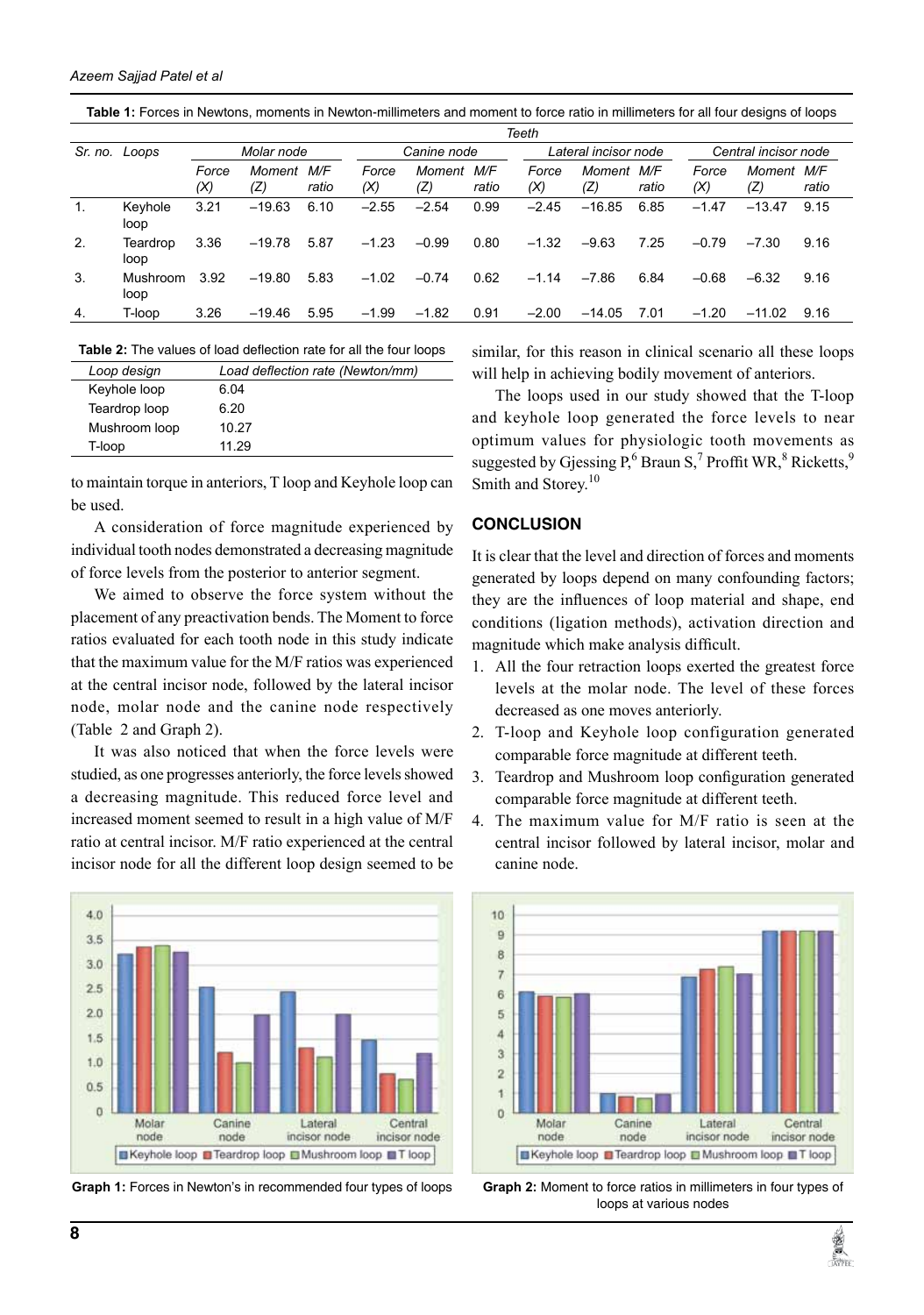**Table 1:** Forces in Newtons, moments in Newton-millimeters and moment to force ratio in millimeters for all four designs of loops

| | | Teeth | | | | | | | | | | | |
|---|---|---|---|---|---|---|---|---|---|---|---|---|---|
| Sr. no. | Loops | Molar node | | | Canine node | | | Lateral incisor node | | | Central incisor node | | |
| | | Force (X) | Moment (Z) | M/F ratio | Force (X) | Moment (Z) | M/F ratio | Force (X) | Moment (Z) | M/F ratio | Force (X) | Moment (Z) | M/F ratio |
| 1. | Keyhole loop | 3.21 | –19.63 | 6.10 | –2.55 | –2.54 | 0.99 | –2.45 | –16.85 | 6.85 | –1.47 | –13.47 | 9.15 |
| 2. | Teardrop loop | 3.36 | –19.78 | 5.87 | –1.23 | –0.99 | 0.80 | –1.32 | –9.63 | 7.25 | –0.79 | –7.30 | 9.16 |
| 3. | Mushroom loop | 3.92 | –19.80 | 5.83 | –1.02 | –0.74 | 0.62 | –1.14 | –7.86 | 6.84 | –0.68 | –6.32 | 9.16 |
| 4. | T-loop | 3.26 | –19.46 | 5.95 | –1.99 | –1.82 | 0.91 | –2.00 | –14.05 | 7.01 | –1.20 | –11.02 | 9.16 |

**Table 2:** The values of load deflection rate for all the four loops

| Loop design | Load deflection rate (Newton/mm) |
|---|---|
| Keyhole loop | 6.04 |
| Teardrop loop | 6.20 |
| Mushroom loop | 10.27 |
| T-loop | 11.29 |

to maintain torque in anteriors, T loop and Keyhole loop can be used.

A consideration of force magnitude experienced by individual tooth nodes demonstrated a decreasing magnitude of force levels from the posterior to anterior segment.

We aimed to observe the force system without the placement of any preactivation bends. The Moment to force ratios evaluated for each tooth node in this study indicate that the maximum value for the M/F ratios was experienced at the central incisor node, followed by the lateral incisor node, molar node and the canine node respectively (Table 2 and Graph 2).

It was also noticed that when the force levels were studied, as one progresses anteriorly, the force levels showed a decreasing magnitude. This reduced force level and increased moment seemed to result in a high value of M/F ratio at central incisor. M/F ratio experienced at the central incisor node for all the different loop design seemed to be similar, for this reason in clinical scenario all these loops will help in achieving bodily movement of anteriors.

The loops used in our study showed that the T-loop and keyhole loop generated the force levels to near optimum values for physiologic tooth movements as suggested by Gjessing P,[6] Braun S,[7] Proffit WR,[8] Ricketts,[9] Smith and Storey.[10]

## CONCLUSION

It is clear that the level and direction of forces and moments generated by loops depend on many confounding factors; they are the influences of loop material and shape, end conditions (ligation methods), activation direction and magnitude which make analysis difficult.

1. All the four retraction loops exerted the greatest force levels at the molar node. The level of these forces decreased as one moves anteriorly.
2. T-loop and Keyhole loop configuration generated comparable force magnitude at different teeth.
3. Teardrop and Mushroom loop configuration generated comparable force magnitude at different teeth.
4. The maximum value for M/F ratio is seen at the central incisor followed by lateral incisor, molar and canine node.

**Graph 1:** Forces in Newton's in recommended four types of loops

**Graph 2:** Moment to force ratios in millimeters in four types of loops at various nodes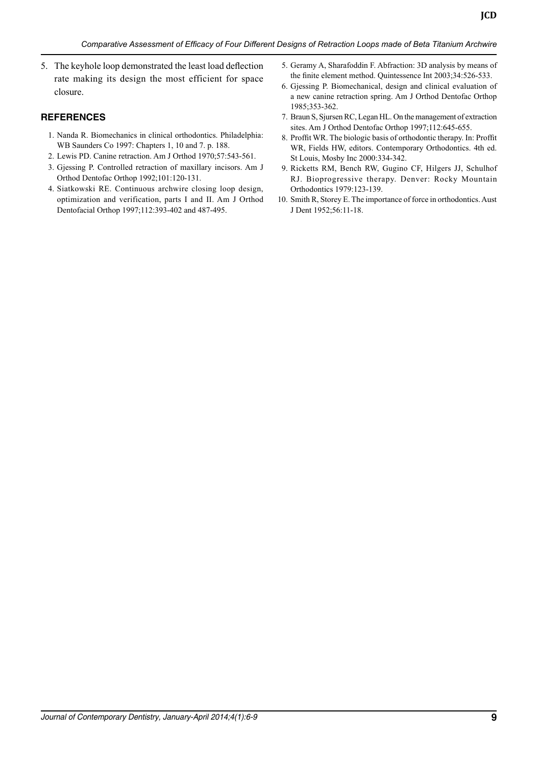5. The keyhole loop demonstrated the least load deflection rate making its design the most efficient for space closure.

## REFERENCES

1. Nanda R. Biomechanics in clinical orthodontics. Philadelphia: WB Saunders Co 1997: Chapters 1, 10 and 7. p. 188.
2. Lewis PD. Canine retraction. Am J Orthod 1970;57:543-561.
3. Gjessing P. Controlled retraction of maxillary incisors. Am J Orthod Dentofac Orthop 1992;101:120-131.
4. Siatkowski RE. Continuous archwire closing loop design, optimization and verification, parts I and II. Am J Orthod Dentofacial Orthop 1997;112:393-402 and 487-495.
5. Geramy A, Sharafoddin F. Abfraction: 3D analysis by means of the finite element method. Quintessence Int 2003;34:526-533.
6. Gjessing P. Biomechanical, design and clinical evaluation of a new canine retraction spring. Am J Orthod Dentofac Orthop 1985;353-362.
7. Braun S, Sjursen RC, Legan HL. On the management of extraction sites. Am J Orthod Dentofac Orthop 1997;112:645-655.
8. Proffit WR. The biologic basis of orthodontic therapy. In: Proffit WR, Fields HW, editors. Contemporary Orthodontics. 4th ed. St Louis, Mosby Inc 2000:334-342.
9. Ricketts RM, Bench RW, Gugino CF, Hilgers JJ, Schulhof RJ. Bioprogressive therapy. Denver: Rocky Mountain Orthodontics 1979:123-139.
10. Smith R, Storey E. The importance of force in orthodontics. Aust J Dent 1952;56:11-18.